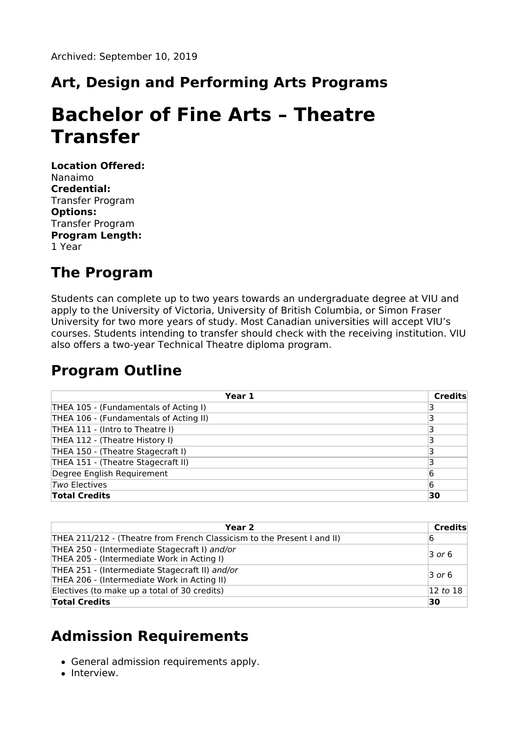Archived: September 10, 2019

## Art, Design and Performing Arts Programs

# Bachelor of Fine Arts – Theatre Transfer

**Location Offered:**
Nanaimo
**Credential:**
Transfer Program
**Options:**
Transfer Program
**Program Length:**
1 Year

## The Program

Students can complete up to two years towards an undergraduate degree at VIU and apply to the University of Victoria, University of British Columbia, or Simon Fraser University for two more years of study. Most Canadian universities will accept VIU's courses. Students intending to transfer should check with the receiving institution. VIU also offers a two-year Technical Theatre diploma program.

## Program Outline

| Year 1 | Credits |
|---|---|
| THEA 105 - (Fundamentals of Acting I) | 3 |
| THEA 106 - (Fundamentals of Acting II) | 3 |
| THEA 111 - (Intro to Theatre I) | 3 |
| THEA 112 - (Theatre History I) | 3 |
| THEA 150 - (Theatre Stagecraft I) | 3 |
| THEA 151 - (Theatre Stagecraft II) | 3 |
| Degree English Requirement | 6 |
| *Two* Electives | 6 |
| **Total Credits** | **30** |

| Year 2 | Credits |
|---|---|
| THEA 211/212 - (Theatre from French Classicism to the Present I and II) | 6 |
| THEA 250 - (Intermediate Stagecraft I) *and/or* THEA 205 - (Intermediate Work in Acting I) | 3 *or* 6 |
| THEA 251 - (Intermediate Stagecraft II) *and/or* THEA 206 - (Intermediate Work in Acting II) | 3 *or* 6 |
| Electives (to make up a total of 30 credits) | 12 *to* 18 |
| **Total Credits** | **30** |

## Admission Requirements

- General admission requirements apply.
- Interview.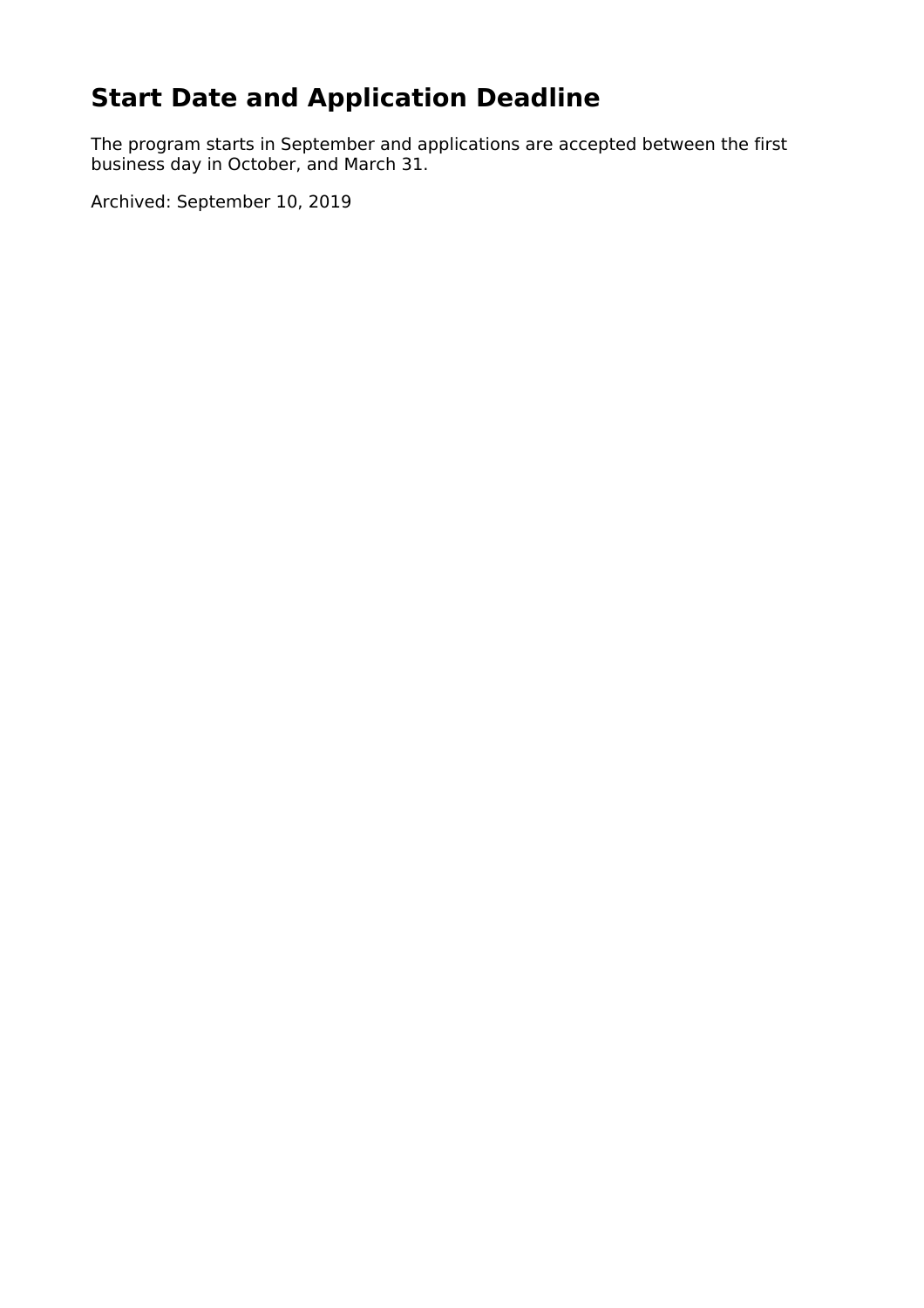## Start Date and Application Deadline

The program starts in September and applications are accepted between the first business day in October, and March 31.

Archived: September 10, 2019